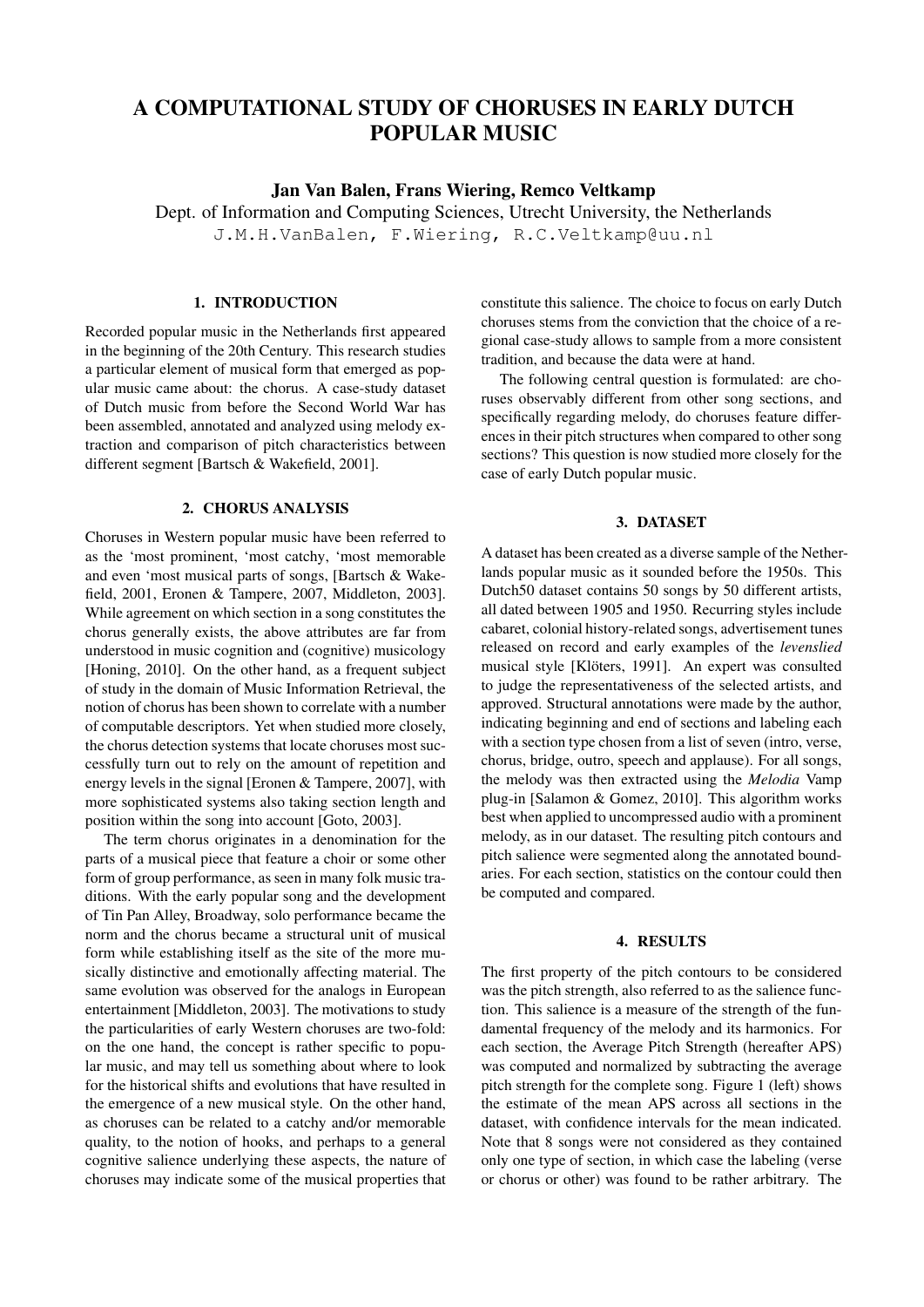# A COMPUTATIONAL STUDY OF CHORUSES IN EARLY DUTCH POPULAR MUSIC

**Jan Van Balen, Frans Wiering, Remco Veltkamp**

Dept. of Information and Computing Sciences, Utrecht University, the Netherlands

J.M.H.VanBalen, F.Wiering, R.C.Veltkamp@uu.nl

## 1. INTRODUCTION

Recorded popular music in the Netherlands first appeared in the beginning of the 20th Century. This research studies a particular element of musical form that emerged as popular music came about: the chorus. A case-study dataset of Dutch music from before the Second World War has been assembled, annotated and analyzed using melody extraction and comparison of pitch characteristics between different segment [Bartsch & Wakefield, 2001].

## 2. CHORUS ANALYSIS

Choruses in Western popular music have been referred to as the 'most prominent, 'most catchy, 'most memorable and even 'most musical parts of songs, [Bartsch & Wakefield, 2001, Eronen & Tampere, 2007, Middleton, 2003]. While agreement on which section in a song constitutes the chorus generally exists, the above attributes are far from understood in music cognition and (cognitive) musicology [Honing, 2010]. On the other hand, as a frequent subject of study in the domain of Music Information Retrieval, the notion of chorus has been shown to correlate with a number of computable descriptors. Yet when studied more closely, the chorus detection systems that locate choruses most successfully turn out to rely on the amount of repetition and energy levels in the signal [Eronen & Tampere, 2007], with more sophisticated systems also taking section length and position within the song into account [Goto, 2003].

The term chorus originates in a denomination for the parts of a musical piece that feature a choir or some other form of group performance, as seen in many folk music traditions. With the early popular song and the development of Tin Pan Alley, Broadway, solo performance became the norm and the chorus became a structural unit of musical form while establishing itself as the site of the more musically distinctive and emotionally affecting material. The same evolution was observed for the analogs in European entertainment [Middleton, 2003]. The motivations to study the particularities of early Western choruses are two-fold: on the one hand, the concept is rather specific to popular music, and may tell us something about where to look for the historical shifts and evolutions that have resulted in the emergence of a new musical style. On the other hand, as choruses can be related to a catchy and/or memorable quality, to the notion of hooks, and perhaps to a general cognitive salience underlying these aspects, the nature of choruses may indicate some of the musical properties that constitute this salience. The choice to focus on early Dutch choruses stems from the conviction that the choice of a regional case-study allows to sample from a more consistent tradition, and because the data were at hand.

The following central question is formulated: are choruses observably different from other song sections, and specifically regarding melody, do choruses feature differences in their pitch structures when compared to other song sections? This question is now studied more closely for the case of early Dutch popular music.

## 3. DATASET

A dataset has been created as a diverse sample of the Netherlands popular music as it sounded before the 1950s. This Dutch50 dataset contains 50 songs by 50 different artists, all dated between 1905 and 1950. Recurring styles include cabaret, colonial history-related songs, advertisement tunes released on record and early examples of the *levenslied* musical style [Klöters, 1991]. An expert was consulted to judge the representativeness of the selected artists, and approved. Structural annotations were made by the author, indicating beginning and end of sections and labeling each with a section type chosen from a list of seven (intro, verse, chorus, bridge, outro, speech and applause). For all songs, the melody was then extracted using the *Melodia* Vamp plug-in [Salamon & Gomez, 2010]. This algorithm works best when applied to uncompressed audio with a prominent melody, as in our dataset. The resulting pitch contours and pitch salience were segmented along the annotated boundaries. For each section, statistics on the contour could then be computed and compared.

## 4. RESULTS

The first property of the pitch contours to be considered was the pitch strength, also referred to as the salience function. This salience is a measure of the strength of the fundamental frequency of the melody and its harmonics. For each section, the Average Pitch Strength (hereafter APS) was computed and normalized by subtracting the average pitch strength for the complete song. Figure 1 (left) shows the estimate of the mean APS across all sections in the dataset, with confidence intervals for the mean indicated. Note that 8 songs were not considered as they contained only one type of section, in which case the labeling (verse or chorus or other) was found to be rather arbitrary. The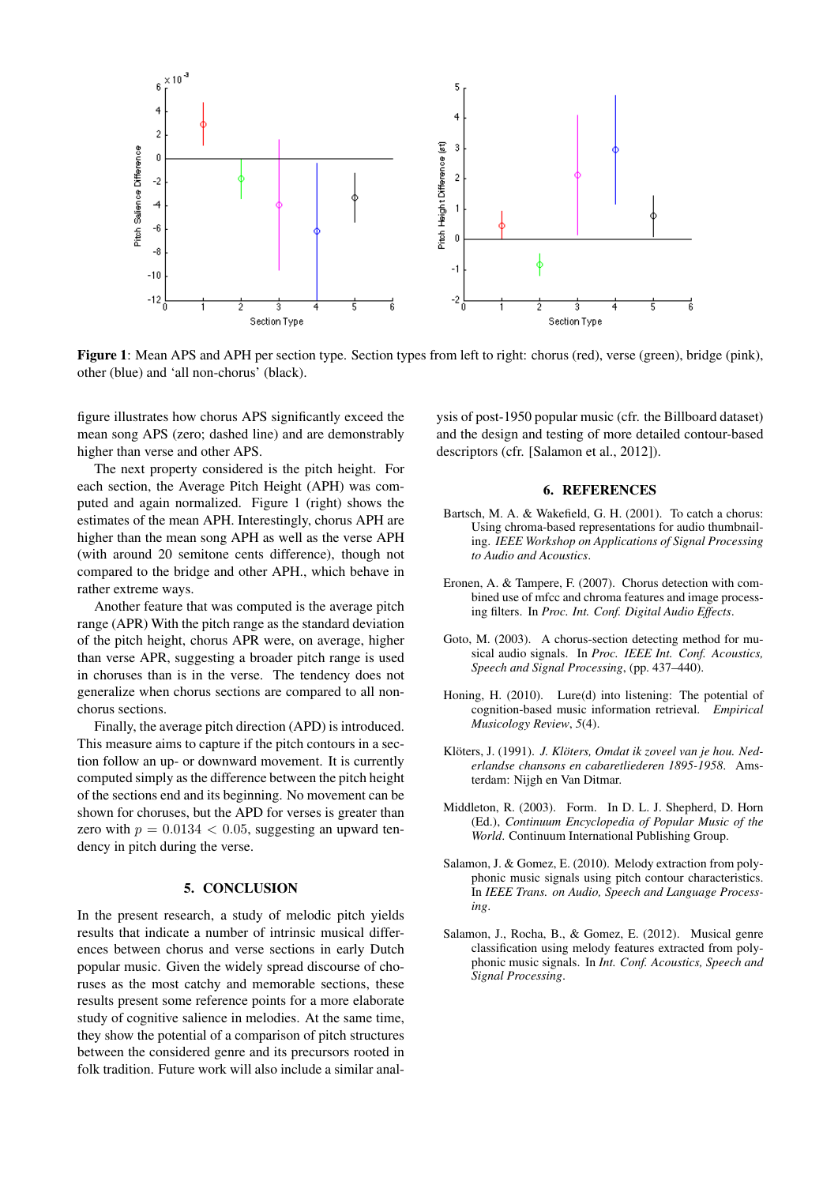×10^-3

6

4

2

0

-2

-4

-6

-8

-10

-12

0 1 2 3 4 5 6

Pitch Salience Difference

Section Type

5

4

3

2

1

0

-1

-2

0 1 2 3 4 5 6

Pitch Height Difference (st)

Section Type

**Figure 1**: Mean APS and APH per section type. Section types from left to right: chorus (red), verse (green), bridge (pink), other (blue) and 'all non-chorus' (black).

figure illustrates how chorus APS significantly exceed the mean song APS (zero; dashed line) and are demonstrably higher than verse and other APS.

The next property considered is the pitch height. For each section, the Average Pitch Height (APH) was computed and again normalized. Figure 1 (right) shows the estimates of the mean APH. Interestingly, chorus APH are higher than the mean song APH as well as the verse APH (with around 20 semitone cents difference), though not compared to the bridge and other APH., which behave in rather extreme ways.

Another feature that was computed is the average pitch range (APR) With the pitch range as the standard deviation of the pitch height, chorus APR were, on average, higher than verse APR, suggesting a broader pitch range is used in choruses than is in the verse. The tendency does not generalize when chorus sections are compared to all non-chorus sections.

Finally, the average pitch direction (APD) is introduced. This measure aims to capture if the pitch contours in a section follow an up- or downward movement. It is currently computed simply as the difference between the pitch height of the sections end and its beginning. No movement can be shown for choruses, but the APD for verses is greater than zero with $p = 0.0134 < 0.05$, suggesting an upward tendency in pitch during the verse.

## 5. CONCLUSION

In the present research, a study of melodic pitch yields results that indicate a number of intrinsic musical differences between chorus and verse sections in early Dutch popular music. Given the widely spread discourse of choruses as the most catchy and memorable sections, these results present some reference points for a more elaborate study of cognitive salience in melodies. At the same time, they show the potential of a comparison of pitch structures between the considered genre and its precursors rooted in folk tradition. Future work will also include a similar analysis of post-1950 popular music (cfr. the Billboard dataset) and the design and testing of more detailed contour-based descriptors (cfr. [Salamon et al., 2012]).

## 6. REFERENCES

Bartsch, M. A. & Wakefield, G. H. (2001). To catch a chorus: Using chroma-based representations for audio thumbnailing. *IEEE Workshop on Applications of Signal Processing to Audio and Acoustics*.

Eronen, A. & Tampere, F. (2007). Chorus detection with combined use of mfcc and chroma features and image processing filters. In *Proc. Int. Conf. Digital Audio Effects*.

Goto, M. (2003). A chorus-section detecting method for musical audio signals. In *Proc. IEEE Int. Conf. Acoustics, Speech and Signal Processing*, (pp. 437–440).

Honing, H. (2010). Lure(d) into listening: The potential of cognition-based music information retrieval. *Empirical Musicology Review*, *5*(4).

Klöters, J. (1991). *J. Klöters, Omdat ik zoveel van je hou. Nederlandse chansons en cabaretliederen 1895-1958*. Amsterdam: Nijgh en Van Ditmar.

Middleton, R. (2003). Form. In D. L. J. Shepherd, D. Horn (Ed.), *Continuum Encyclopedia of Popular Music of the World*. Continuum International Publishing Group.

Salamon, J. & Gomez, E. (2010). Melody extraction from polyphonic music signals using pitch contour characteristics. In *IEEE Trans. on Audio, Speech and Language Processing*.

Salamon, J., Rocha, B., & Gomez, E. (2012). Musical genre classification using melody features extracted from polyphonic music signals. In *Int. Conf. Acoustics, Speech and Signal Processing*.